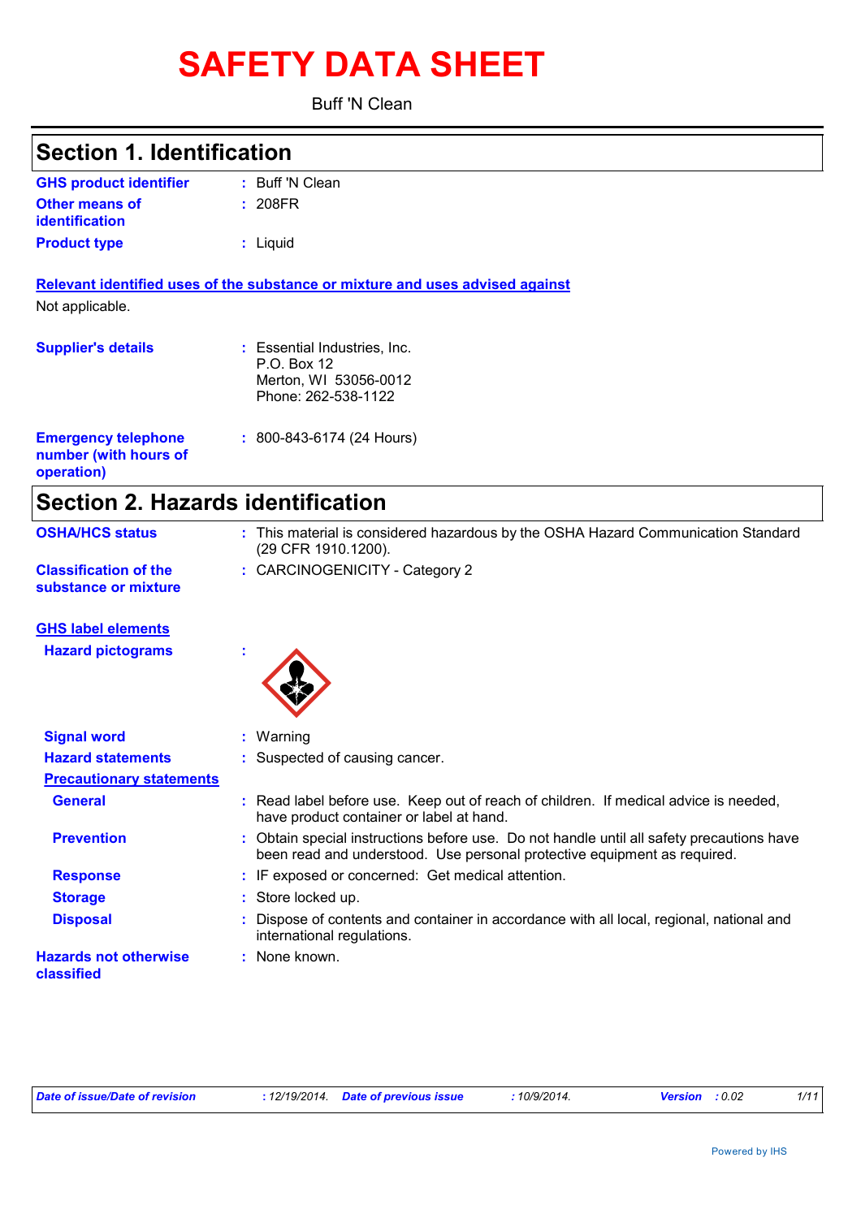# SAFETY DATA SHEET

Buff 'N Clean

## Section 1. Identification

| | | |
|---|---|---|
| **GHS product identifier** | : | Buff 'N Clean |
| **Other means of identification** | : | 208FR |
| **Product type** | : | Liquid |

**Relevant identified uses of the substance or mixture and uses advised against**

Not applicable.

| | | |
|---|---|---|
| **Supplier's details** | : | Essential Industries, Inc.<br>P.O. Box 12<br>Merton, WI 53056-0012<br>Phone: 262-538-1122 |
| **Emergency telephone number (with hours of operation)** | : | 800-843-6174 (24 Hours) |

## Section 2. Hazards identification

| | | |
|---|---|---|
| **OSHA/HCS status** | : | This material is considered hazardous by the OSHA Hazard Communication Standard (29 CFR 1910.1200). |
| **Classification of the substance or mixture** | : | CARCINOGENICITY - Category 2 |

**GHS label elements**

| | | |
|---|---|---|
| **Hazard pictograms** | : | |
| **Signal word** | : | Warning |
| **Hazard statements** | : | Suspected of causing cancer. |

**Precautionary statements**

| | | |
|---|---|---|
| **General** | : | Read label before use. Keep out of reach of children. If medical advice is needed, have product container or label at hand. |
| **Prevention** | : | Obtain special instructions before use. Do not handle until all safety precautions have been read and understood. Use personal protective equipment as required. |
| **Response** | : | IF exposed or concerned: Get medical attention. |
| **Storage** | : | Store locked up. |
| **Disposal** | : | Dispose of contents and container in accordance with all local, regional, national and international regulations. |
| **Hazards not otherwise classified** | : | None known. |

*Date of issue/Date of revision* : 12/19/2014. *Date of previous issue* : 10/9/2014. *Version* : 0.02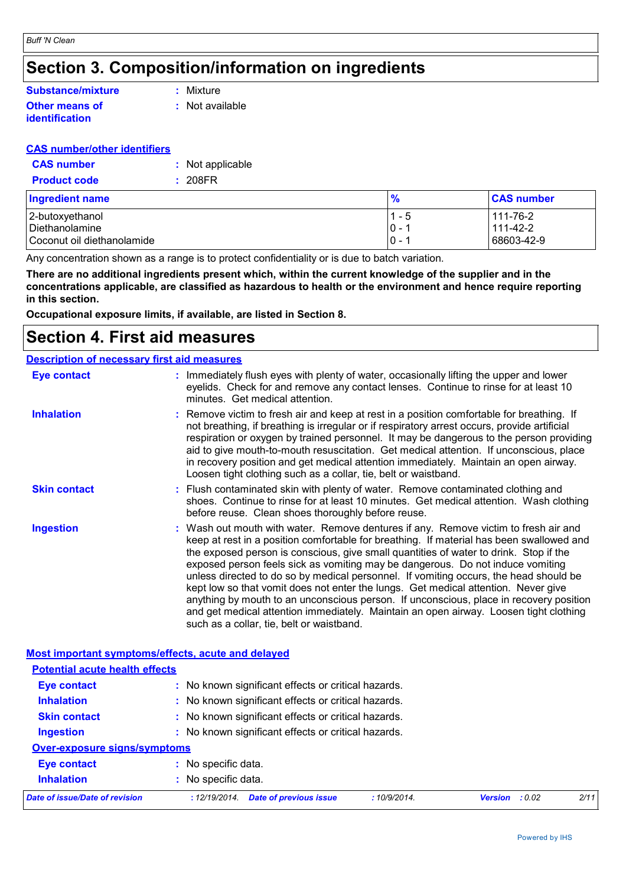# Section 3. Composition/information on ingredients

**Substance/mixture** : Mixture

**Other means of identification** : Not available

**CAS number/other identifiers**

**CAS number** : Not applicable

**Product code** : 208FR

| Ingredient name | % | CAS number |
|---|---|---|
| 2-butoxyethanol | 1 - 5 | 111-76-2 |
| Diethanolamine | 0 - 1 | 111-42-2 |
| Coconut oil diethanolamide | 0 - 1 | 68603-42-9 |

Any concentration shown as a range is to protect confidentiality or is due to batch variation.

**There are no additional ingredients present which, within the current knowledge of the supplier and in the concentrations applicable, are classified as hazardous to health or the environment and hence require reporting in this section.**

**Occupational exposure limits, if available, are listed in Section 8.**

# Section 4. First aid measures

**Description of necessary first aid measures**

**Eye contact** : Immediately flush eyes with plenty of water, occasionally lifting the upper and lower eyelids. Check for and remove any contact lenses. Continue to rinse for at least 10 minutes. Get medical attention.

**Inhalation** : Remove victim to fresh air and keep at rest in a position comfortable for breathing. If not breathing, if breathing is irregular or if respiratory arrest occurs, provide artificial respiration or oxygen by trained personnel. It may be dangerous to the person providing aid to give mouth-to-mouth resuscitation. Get medical attention. If unconscious, place in recovery position and get medical attention immediately. Maintain an open airway. Loosen tight clothing such as a collar, tie, belt or waistband.

**Skin contact** : Flush contaminated skin with plenty of water. Remove contaminated clothing and shoes. Continue to rinse for at least 10 minutes. Get medical attention. Wash clothing before reuse. Clean shoes thoroughly before reuse.

**Ingestion** : Wash out mouth with water. Remove dentures if any. Remove victim to fresh air and keep at rest in a position comfortable for breathing. If material has been swallowed and the exposed person is conscious, give small quantities of water to drink. Stop if the exposed person feels sick as vomiting may be dangerous. Do not induce vomiting unless directed to do so by medical personnel. If vomiting occurs, the head should be kept low so that vomit does not enter the lungs. Get medical attention. Never give anything by mouth to an unconscious person. If unconscious, place in recovery position and get medical attention immediately. Maintain an open airway. Loosen tight clothing such as a collar, tie, belt or waistband.

**Most important symptoms/effects, acute and delayed**

**Potential acute health effects**

**Eye contact** : No known significant effects or critical hazards.

**Inhalation** : No known significant effects or critical hazards.

**Skin contact** : No known significant effects or critical hazards.

**Ingestion** : No known significant effects or critical hazards.

**Over-exposure signs/symptoms**

**Eye contact** : No specific data.

**Inhalation** : No specific data.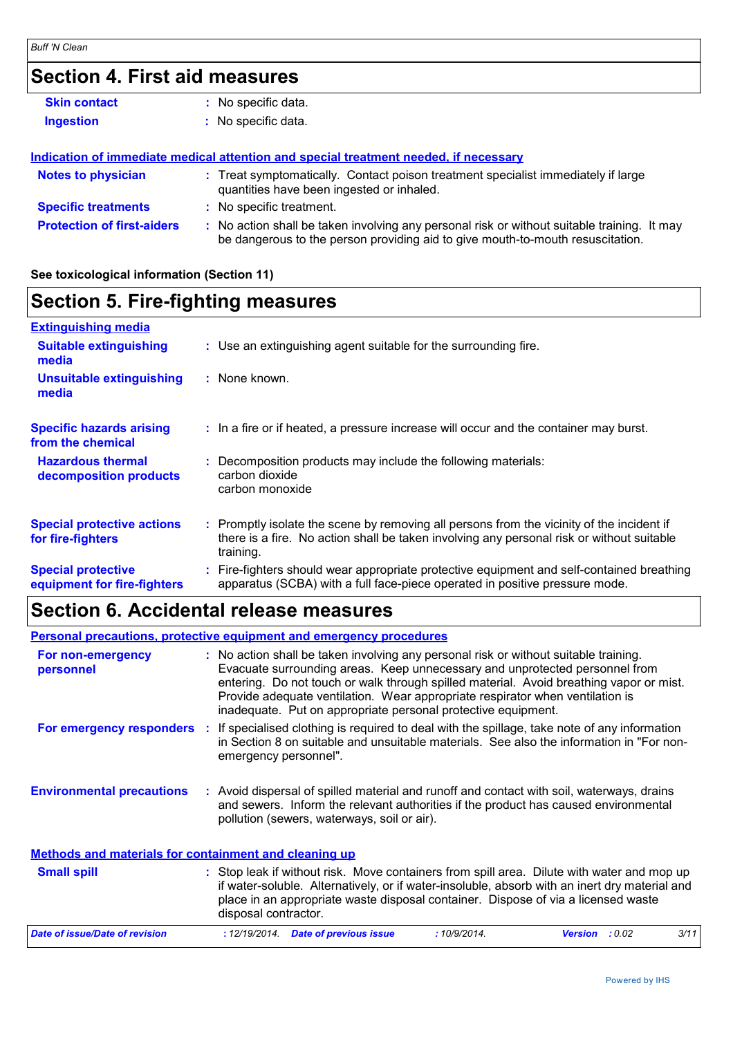## Section 4. First aid measures

**Skin contact** : No specific data.

**Ingestion** : No specific data.

**Indication of immediate medical attention and special treatment needed, if necessary**

**Notes to physician** : Treat symptomatically. Contact poison treatment specialist immediately if large quantities have been ingested or inhaled.

**Specific treatments** : No specific treatment.

**Protection of first-aiders** : No action shall be taken involving any personal risk or without suitable training. It may be dangerous to the person providing aid to give mouth-to-mouth resuscitation.

**See toxicological information (Section 11)**

## Section 5. Fire-fighting measures

**Extinguishing media**

**Suitable extinguishing media** : Use an extinguishing agent suitable for the surrounding fire.

**Unsuitable extinguishing media** : None known.

**Specific hazards arising from the chemical** : In a fire or if heated, a pressure increase will occur and the container may burst.

**Hazardous thermal decomposition products** : Decomposition products may include the following materials:
carbon dioxide
carbon monoxide

**Special protective actions for fire-fighters** : Promptly isolate the scene by removing all persons from the vicinity of the incident if there is a fire. No action shall be taken involving any personal risk or without suitable training.

**Special protective equipment for fire-fighters** : Fire-fighters should wear appropriate protective equipment and self-contained breathing apparatus (SCBA) with a full face-piece operated in positive pressure mode.

## Section 6. Accidental release measures

**Personal precautions, protective equipment and emergency procedures**

**For non-emergency personnel** : No action shall be taken involving any personal risk or without suitable training. Evacuate surrounding areas. Keep unnecessary and unprotected personnel from entering. Do not touch or walk through spilled material. Avoid breathing vapor or mist. Provide adequate ventilation. Wear appropriate respirator when ventilation is inadequate. Put on appropriate personal protective equipment.

**For emergency responders** : If specialised clothing is required to deal with the spillage, take note of any information in Section 8 on suitable and unsuitable materials. See also the information in "For non-emergency personnel".

**Environmental precautions** : Avoid dispersal of spilled material and runoff and contact with soil, waterways, drains and sewers. Inform the relevant authorities if the product has caused environmental pollution (sewers, waterways, soil or air).

**Methods and materials for containment and cleaning up**

**Small spill** : Stop leak if without risk. Move containers from spill area. Dilute with water and mop up if water-soluble. Alternatively, or if water-insoluble, absorb with an inert dry material and place in an appropriate waste disposal container. Dispose of via a licensed waste disposal contractor.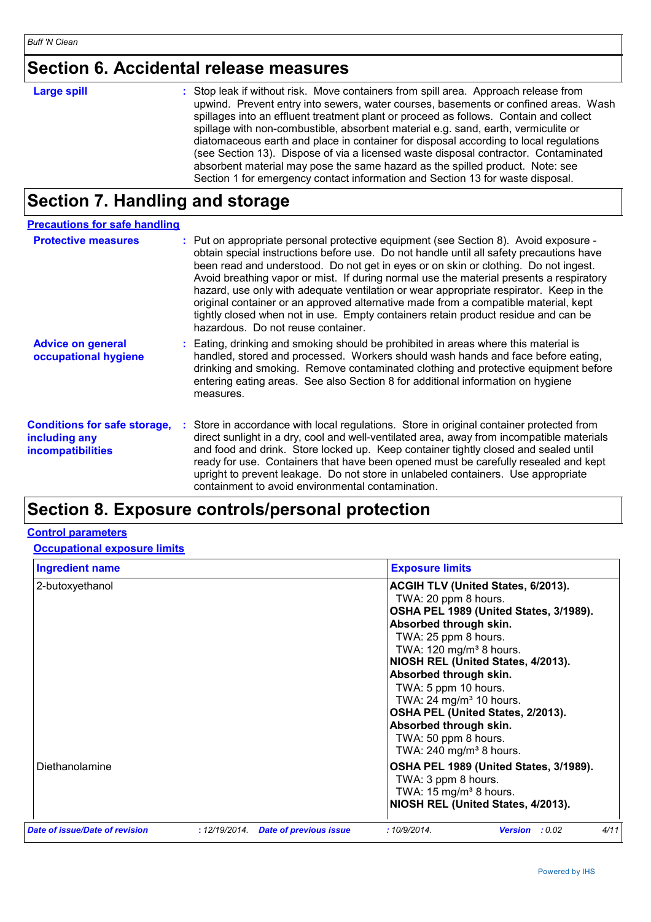## Section 6. Accidental release measures

**Large spill** : Stop leak if without risk. Move containers from spill area. Approach release from upwind. Prevent entry into sewers, water courses, basements or confined areas. Wash spillages into an effluent treatment plant or proceed as follows. Contain and collect spillage with non-combustible, absorbent material e.g. sand, earth, vermiculite or diatomaceous earth and place in container for disposal according to local regulations (see Section 13). Dispose of via a licensed waste disposal contractor. Contaminated absorbent material may pose the same hazard as the spilled product. Note: see Section 1 for emergency contact information and Section 13 for waste disposal.

## Section 7. Handling and storage

### Precautions for safe handling

**Protective measures** : Put on appropriate personal protective equipment (see Section 8). Avoid exposure - obtain special instructions before use. Do not handle until all safety precautions have been read and understood. Do not get in eyes or on skin or clothing. Do not ingest. Avoid breathing vapor or mist. If during normal use the material presents a respiratory hazard, use only with adequate ventilation or wear appropriate respirator. Keep in the original container or an approved alternative made from a compatible material, kept tightly closed when not in use. Empty containers retain product residue and can be hazardous. Do not reuse container.

**Advice on general occupational hygiene** : Eating, drinking and smoking should be prohibited in areas where this material is handled, stored and processed. Workers should wash hands and face before eating, drinking and smoking. Remove contaminated clothing and protective equipment before entering eating areas. See also Section 8 for additional information on hygiene measures.

**Conditions for safe storage, including any incompatibilities** : Store in accordance with local regulations. Store in original container protected from direct sunlight in a dry, cool and well-ventilated area, away from incompatible materials and food and drink. Store locked up. Keep container tightly closed and sealed until ready for use. Containers that have been opened must be carefully resealed and kept upright to prevent leakage. Do not store in unlabeled containers. Use appropriate containment to avoid environmental contamination.

## Section 8. Exposure controls/personal protection

### Control parameters

#### Occupational exposure limits

| Ingredient name | Exposure limits |
| --- | --- |
| 2-butoxyethanol | **ACGIH TLV (United States, 6/2013).**<br>TWA: 20 ppm 8 hours.<br>**OSHA PEL 1989 (United States, 3/1989). Absorbed through skin.**<br>TWA: 25 ppm 8 hours.<br>TWA: 120 mg/m³ 8 hours.<br>**NIOSH REL (United States, 4/2013). Absorbed through skin.**<br>TWA: 5 ppm 10 hours.<br>TWA: 24 mg/m³ 10 hours.<br>**OSHA PEL (United States, 2/2013). Absorbed through skin.**<br>TWA: 50 ppm 8 hours.<br>TWA: 240 mg/m³ 8 hours. |
| Diethanolamine | **OSHA PEL 1989 (United States, 3/1989).**<br>TWA: 3 ppm 8 hours.<br>TWA: 15 mg/m³ 8 hours.<br>**NIOSH REL (United States, 4/2013).** |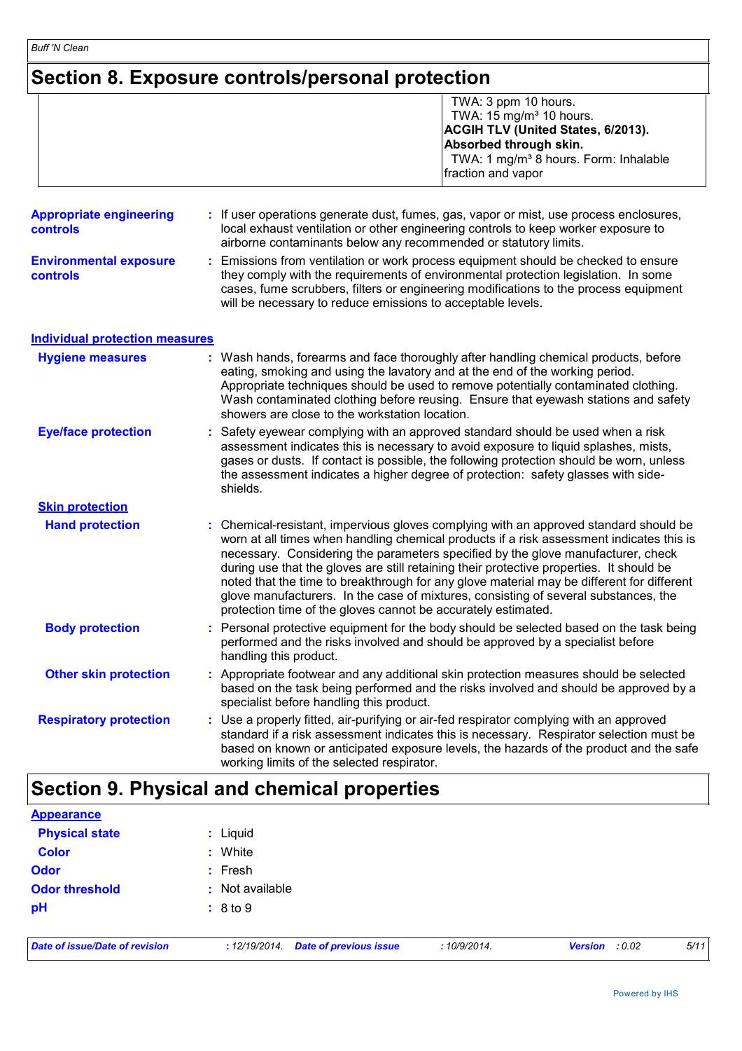## Section 8. Exposure controls/personal protection

| | |
|---|---|
| | TWA: 3 ppm 10 hours.<br>TWA: 15 mg/m³ 10 hours.<br>**ACGIH TLV (United States, 6/2013). Absorbed through skin.**<br>TWA: 1 mg/m³ 8 hours. Form: Inhalable fraction and vapor |

**Appropriate engineering controls** : If user operations generate dust, fumes, gas, vapor or mist, use process enclosures, local exhaust ventilation or other engineering controls to keep worker exposure to airborne contaminants below any recommended or statutory limits.

**Environmental exposure controls** : Emissions from ventilation or work process equipment should be checked to ensure they comply with the requirements of environmental protection legislation. In some cases, fume scrubbers, filters or engineering modifications to the process equipment will be necessary to reduce emissions to acceptable levels.

**Individual protection measures**

**Hygiene measures** : Wash hands, forearms and face thoroughly after handling chemical products, before eating, smoking and using the lavatory and at the end of the working period. Appropriate techniques should be used to remove potentially contaminated clothing. Wash contaminated clothing before reusing. Ensure that eyewash stations and safety showers are close to the workstation location.

**Eye/face protection** : Safety eyewear complying with an approved standard should be used when a risk assessment indicates this is necessary to avoid exposure to liquid splashes, mists, gases or dusts. If contact is possible, the following protection should be worn, unless the assessment indicates a higher degree of protection: safety glasses with side-shields.

**Skin protection**

**Hand protection** : Chemical-resistant, impervious gloves complying with an approved standard should be worn at all times when handling chemical products if a risk assessment indicates this is necessary. Considering the parameters specified by the glove manufacturer, check during use that the gloves are still retaining their protective properties. It should be noted that the time to breakthrough for any glove material may be different for different glove manufacturers. In the case of mixtures, consisting of several substances, the protection time of the gloves cannot be accurately estimated.

**Body protection** : Personal protective equipment for the body should be selected based on the task being performed and the risks involved and should be approved by a specialist before handling this product.

**Other skin protection** : Appropriate footwear and any additional skin protection measures should be selected based on the task being performed and the risks involved and should be approved by a specialist before handling this product.

**Respiratory protection** : Use a properly fitted, air-purifying or air-fed respirator complying with an approved standard if a risk assessment indicates this is necessary. Respirator selection must be based on known or anticipated exposure levels, the hazards of the product and the safe working limits of the selected respirator.

## Section 9. Physical and chemical properties

**Appearance**

**Physical state** : Liquid

**Color** : White

**Odor** : Fresh

**Odor threshold** : Not available

**pH** : 8 to 9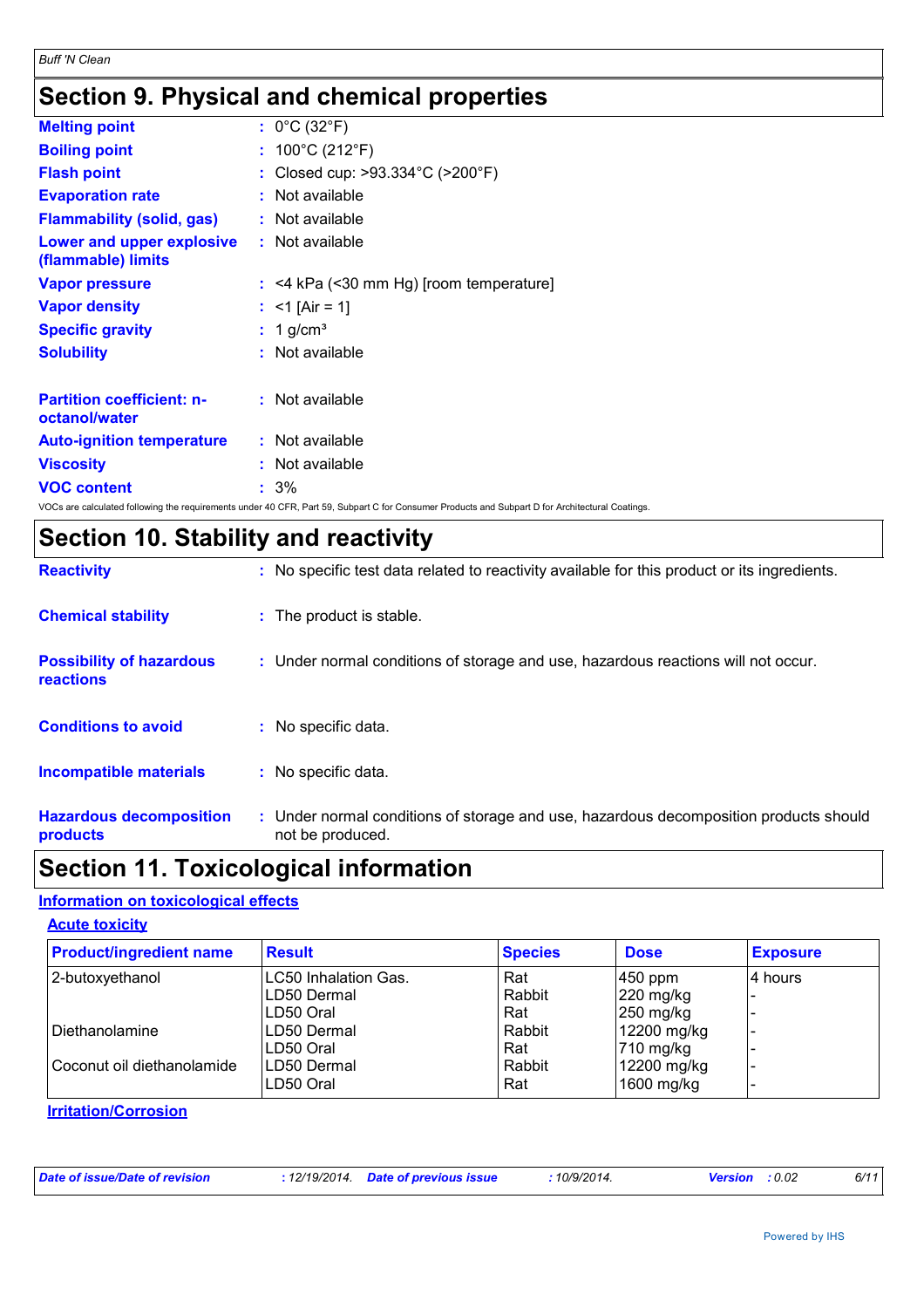# Section 9. Physical and chemical properties

| | |
|---|---|
| **Melting point** | : 0°C (32°F) |
| **Boiling point** | : 100°C (212°F) |
| **Flash point** | : Closed cup: >93.334°C (>200°F) |
| **Evaporation rate** | : Not available |
| **Flammability (solid, gas)** | : Not available |
| **Lower and upper explosive (flammable) limits** | : Not available |
| **Vapor pressure** | : <4 kPa (<30 mm Hg) [room temperature] |
| **Vapor density** | : <1 [Air = 1] |
| **Specific gravity** | : 1 g/cm³ |
| **Solubility** | : Not available |
| **Partition coefficient: n-octanol/water** | : Not available |
| **Auto-ignition temperature** | : Not available |
| **Viscosity** | : Not available |
| **VOC content** | : 3% |

VOCs are calculated following the requirements under 40 CFR, Part 59, Subpart C for Consumer Products and Subpart D for Architectural Coatings.

# Section 10. Stability and reactivity

| | |
|---|---|
| **Reactivity** | : No specific test data related to reactivity available for this product or its ingredients. |
| **Chemical stability** | : The product is stable. |
| **Possibility of hazardous reactions** | : Under normal conditions of storage and use, hazardous reactions will not occur. |
| **Conditions to avoid** | : No specific data. |
| **Incompatible materials** | : No specific data. |
| **Hazardous decomposition products** | : Under normal conditions of storage and use, hazardous decomposition products should not be produced. |

# Section 11. Toxicological information

## Information on toxicological effects

### Acute toxicity

| Product/ingredient name | Result | Species | Dose | Exposure |
|---|---|---|---|---|
| 2-butoxyethanol | LC50 Inhalation Gas. | Rat | 450 ppm | 4 hours |
| | LD50 Dermal | Rabbit | 220 mg/kg | - |
| | LD50 Oral | Rat | 250 mg/kg | - |
| Diethanolamine | LD50 Dermal | Rabbit | 12200 mg/kg | - |
| | LD50 Oral | Rat | 710 mg/kg | - |
| Coconut oil diethanolamide | LD50 Dermal | Rabbit | 12200 mg/kg | - |
| | LD50 Oral | Rat | 1600 mg/kg | - |

### Irritation/Corrosion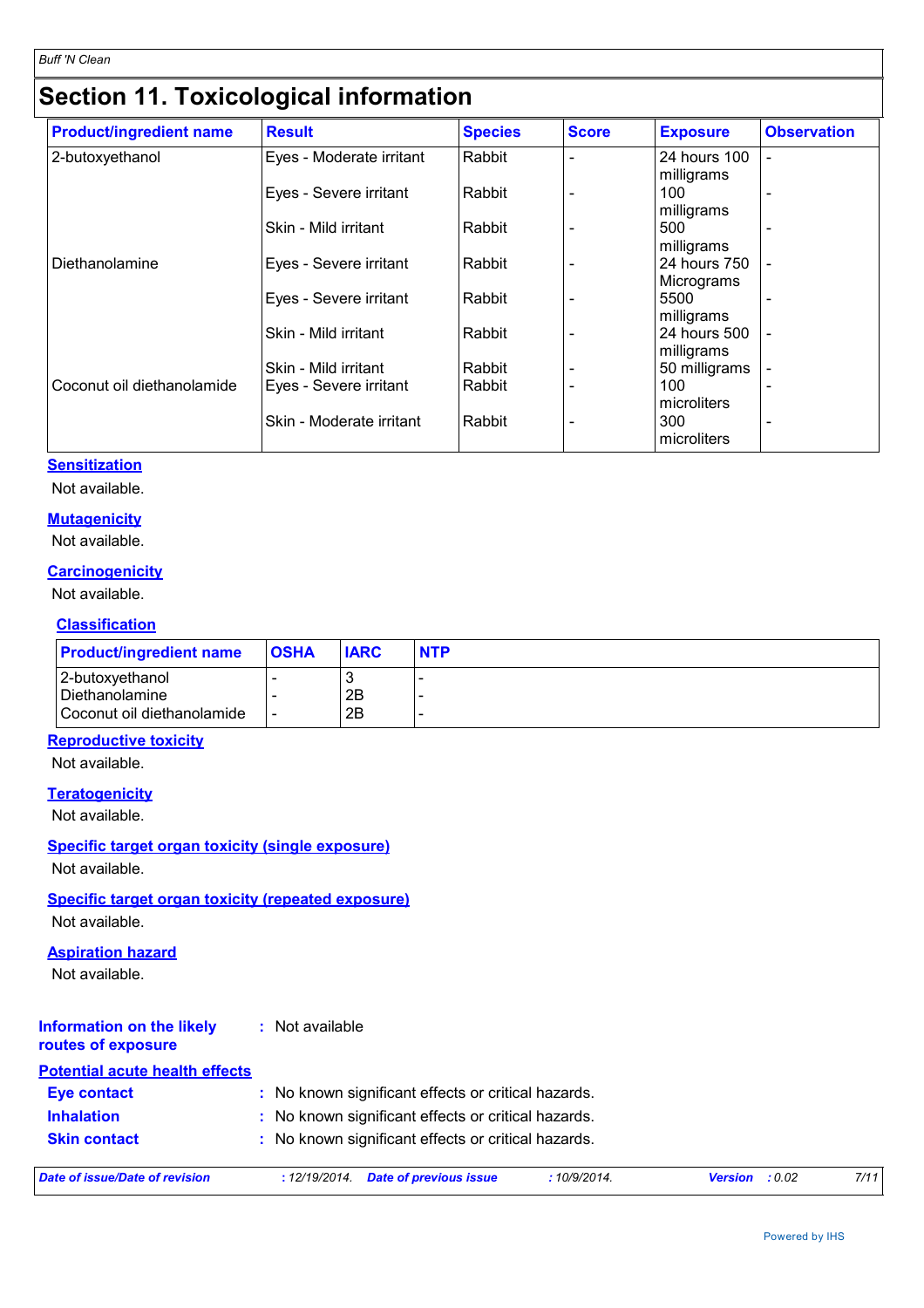# Section 11. Toxicological information

| Product/ingredient name | Result | Species | Score | Exposure | Observation |
|---|---|---|---|---|---|
| 2-butoxyethanol | Eyes - Moderate irritant | Rabbit | - | 24 hours 100 milligrams | - |
| | Eyes - Severe irritant | Rabbit | - | 100 milligrams | - |
| | Skin - Mild irritant | Rabbit | - | 500 milligrams | - |
| Diethanolamine | Eyes - Severe irritant | Rabbit | - | 24 hours 750 Micrograms | - |
| | Eyes - Severe irritant | Rabbit | - | 5500 milligrams | - |
| | Skin - Mild irritant | Rabbit | - | 24 hours 500 milligrams | - |
| | Skin - Mild irritant | Rabbit | - | 50 milligrams | - |
| Coconut oil diethanolamide | Eyes - Severe irritant | Rabbit | - | 100 microliters | - |
| | Skin - Moderate irritant | Rabbit | - | 300 microliters | - |

**Sensitization**

Not available.

**Mutagenicity**

Not available.

**Carcinogenicity**

Not available.

**Classification**

| Product/ingredient name | OSHA | IARC | NTP |
|---|---|---|---|
| 2-butoxyethanol | - | 3 | - |
| Diethanolamine | - | 2B | - |
| Coconut oil diethanolamide | - | 2B | - |

**Reproductive toxicity**

Not available.

**Teratogenicity**

Not available.

**Specific target organ toxicity (single exposure)**

Not available.

**Specific target organ toxicity (repeated exposure)**

Not available.

**Aspiration hazard**

Not available.

**Information on the likely routes of exposure** : Not available

**Potential acute health effects**

**Eye contact** : No known significant effects or critical hazards.

**Inhalation** : No known significant effects or critical hazards.

**Skin contact** : No known significant effects or critical hazards.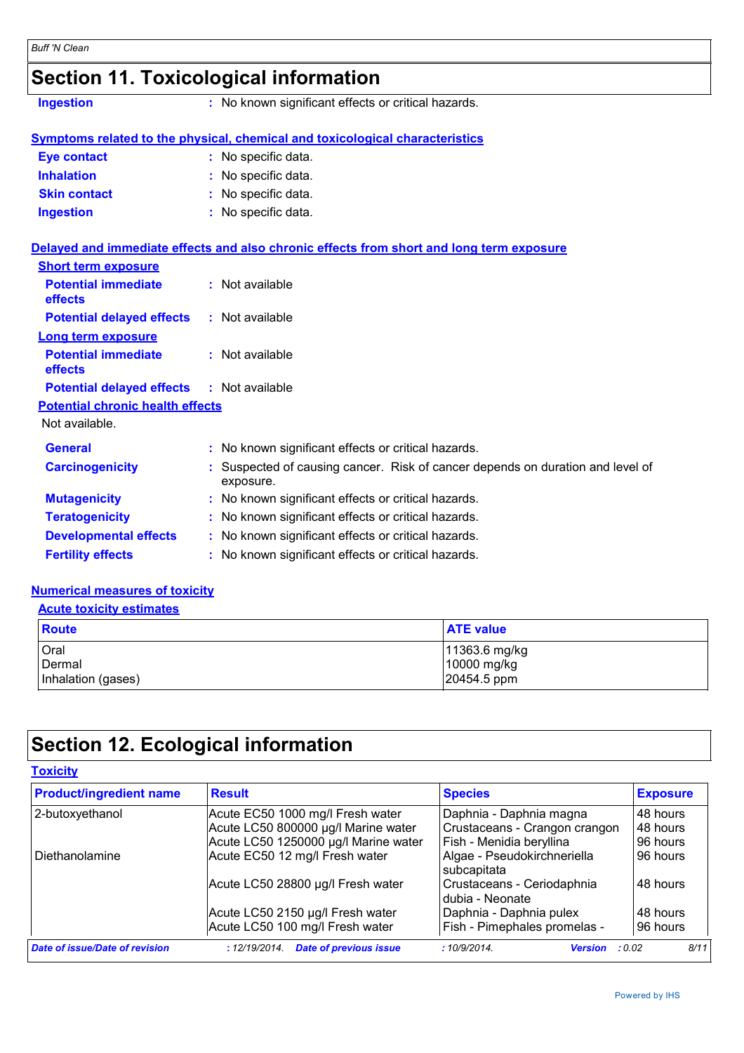# Section 11. Toxicological information

**Ingestion** : No known significant effects or critical hazards.

**Symptoms related to the physical, chemical and toxicological characteristics**

**Eye contact** : No specific data.
**Inhalation** : No specific data.
**Skin contact** : No specific data.
**Ingestion** : No specific data.

**Delayed and immediate effects and also chronic effects from short and long term exposure**

**Short term exposure**

**Potential immediate effects** : Not available

**Potential delayed effects** : Not available

**Long term exposure**

**Potential immediate effects** : Not available

**Potential delayed effects** : Not available

**Potential chronic health effects**

Not available.

**General** : No known significant effects or critical hazards.
**Carcinogenicity** : Suspected of causing cancer. Risk of cancer depends on duration and level of exposure.
**Mutagenicity** : No known significant effects or critical hazards.
**Teratogenicity** : No known significant effects or critical hazards.
**Developmental effects** : No known significant effects or critical hazards.
**Fertility effects** : No known significant effects or critical hazards.

**Numerical measures of toxicity**

**Acute toxicity estimates**

| Route | ATE value |
|---|---|
| Oral | 11363.6 mg/kg |
| Dermal | 10000 mg/kg |
| Inhalation (gases) | 20454.5 ppm |

# Section 12. Ecological information

**Toxicity**

| Product/ingredient name | Result | Species | Exposure |
|---|---|---|---|
| 2-butoxyethanol | Acute EC50 1000 mg/l Fresh water | Daphnia - Daphnia magna | 48 hours |
| | Acute LC50 800000 µg/l Marine water | Crustaceans - Crangon crangon | 48 hours |
| | Acute LC50 1250000 µg/l Marine water | Fish - Menidia beryllina | 96 hours |
| Diethanolamine | Acute EC50 12 mg/l Fresh water | Algae - Pseudokirchneriella subcapitata | 96 hours |
| | Acute LC50 28800 µg/l Fresh water | Crustaceans - Ceriodaphnia dubia - Neonate | 48 hours |
| | Acute LC50 2150 µg/l Fresh water | Daphnia - Daphnia pulex | 48 hours |
| | Acute LC50 100 mg/l Fresh water | Fish - Pimephales promelas - | 96 hours |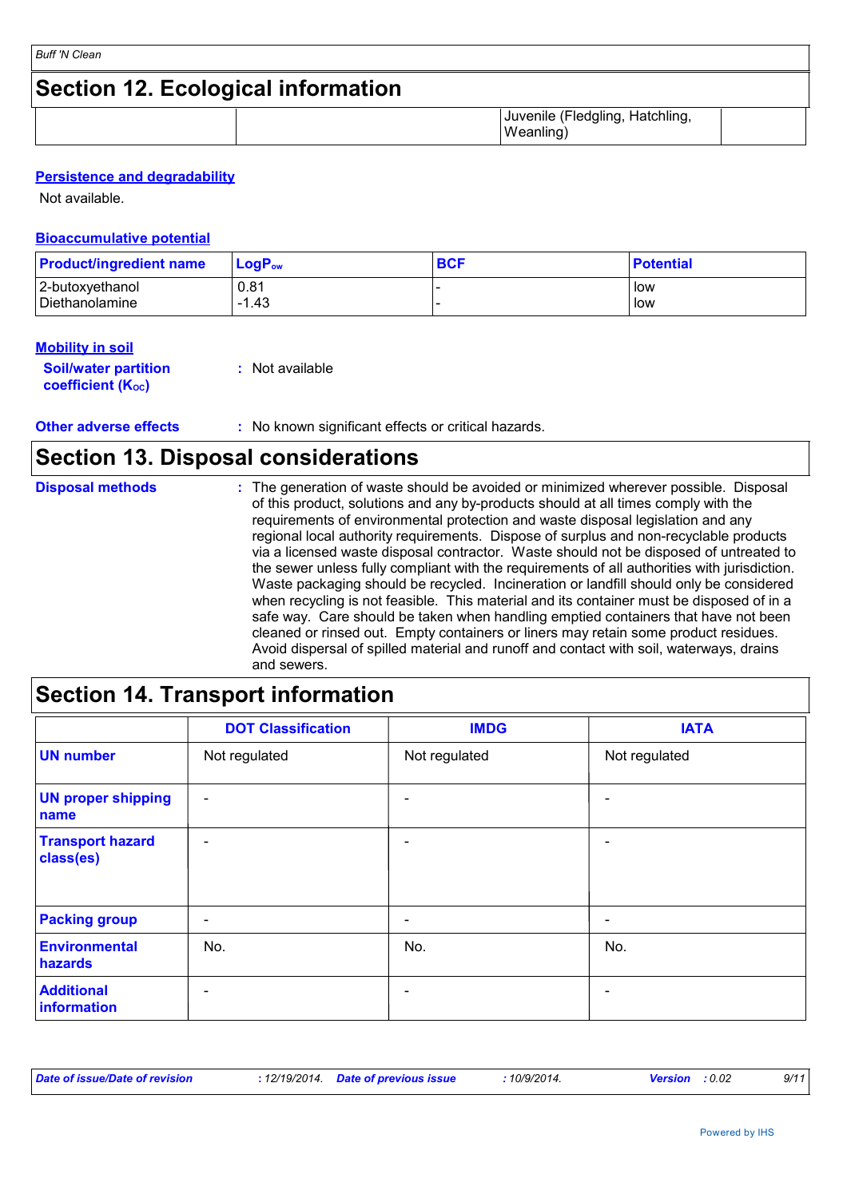## Section 12. Ecological information

| | | Juvenile (Fledgling, Hatchling, Weanling) | |
|---|---|---|---|

### Persistence and degradability

Not available.

### Bioaccumulative potential

| Product/ingredient name | $LogP_{ow}$ | BCF | Potential |
|---|---|---|---|
| 2-butoxyethanol | 0.81 | - | low |
| Diethanolamine | -1.43 | - | low |

### Mobility in soil

**Soil/water partition coefficient ($K_{OC}$)** : Not available

**Other adverse effects** : No known significant effects or critical hazards.

## Section 13. Disposal considerations

**Disposal methods** : The generation of waste should be avoided or minimized wherever possible. Disposal of this product, solutions and any by-products should at all times comply with the requirements of environmental protection and waste disposal legislation and any regional local authority requirements. Dispose of surplus and non-recyclable products via a licensed waste disposal contractor. Waste should not be disposed of untreated to the sewer unless fully compliant with the requirements of all authorities with jurisdiction. Waste packaging should be recycled. Incineration or landfill should only be considered when recycling is not feasible. This material and its container must be disposed of in a safe way. Care should be taken when handling emptied containers that have not been cleaned or rinsed out. Empty containers or liners may retain some product residues. Avoid dispersal of spilled material and runoff and contact with soil, waterways, drains and sewers.

## Section 14. Transport information

| | DOT Classification | IMDG | IATA |
|---|---|---|---|
| **UN number** | Not regulated | Not regulated | Not regulated |
| **UN proper shipping name** | - | - | - |
| **Transport hazard class(es)** | - | - | - |
| **Packing group** | - | - | - |
| **Environmental hazards** | No. | No. | No. |
| **Additional information** | - | - | - |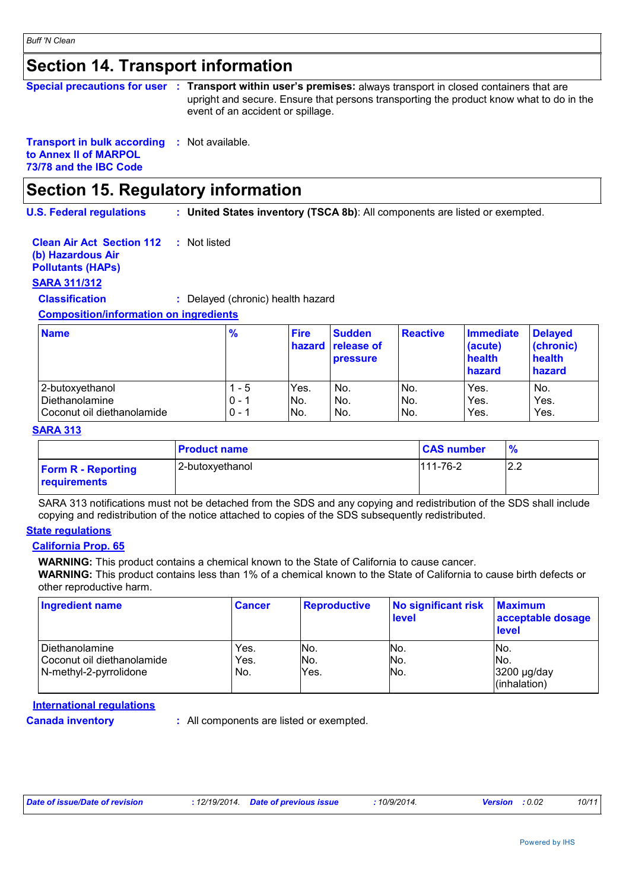## Section 14. Transport information

**Special precautions for user** : **Transport within user's premises:** always transport in closed containers that are upright and secure. Ensure that persons transporting the product know what to do in the event of an accident or spillage.

**Transport in bulk according to Annex II of MARPOL 73/78 and the IBC Code** : Not available.

## Section 15. Regulatory information

**U.S. Federal regulations** : **United States inventory (TSCA 8b)**: All components are listed or exempted.

**Clean Air Act Section 112 (b) Hazardous Air Pollutants (HAPs)** : Not listed

**SARA 311/312**

**Classification** : Delayed (chronic) health hazard

**Composition/information on ingredients**

| Name | % | Fire hazard | Sudden release of pressure | Reactive | Immediate (acute) health hazard | Delayed (chronic) health hazard |
|---|---|---|---|---|---|---|
| 2-butoxyethanol | 1 - 5 | Yes. | No. | No. | Yes. | No. |
| Diethanolamine | 0 - 1 | No. | No. | No. | Yes. | Yes. |
| Coconut oil diethanolamide | 0 - 1 | No. | No. | No. | Yes. | Yes. |

**SARA 313**

| | Product name | CAS number | % |
|---|---|---|---|
| **Form R - Reporting requirements** | 2-butoxyethanol | 111-76-2 | 2.2 |

SARA 313 notifications must not be detached from the SDS and any copying and redistribution of the SDS shall include copying and redistribution of the notice attached to copies of the SDS subsequently redistributed.

**State regulations**

**California Prop. 65**

**WARNING:** This product contains a chemical known to the State of California to cause cancer.
**WARNING:** This product contains less than 1% of a chemical known to the State of California to cause birth defects or other reproductive harm.

| Ingredient name | Cancer | Reproductive | No significant risk level | Maximum acceptable dosage level |
|---|---|---|---|---|
| Diethanolamine | Yes. | No. | No. | No. |
| Coconut oil diethanolamide | Yes. | No. | No. | No. |
| N-methyl-2-pyrrolidone | No. | Yes. | No. | 3200 µg/day (inhalation) |

**International regulations**

**Canada inventory** : All components are listed or exempted.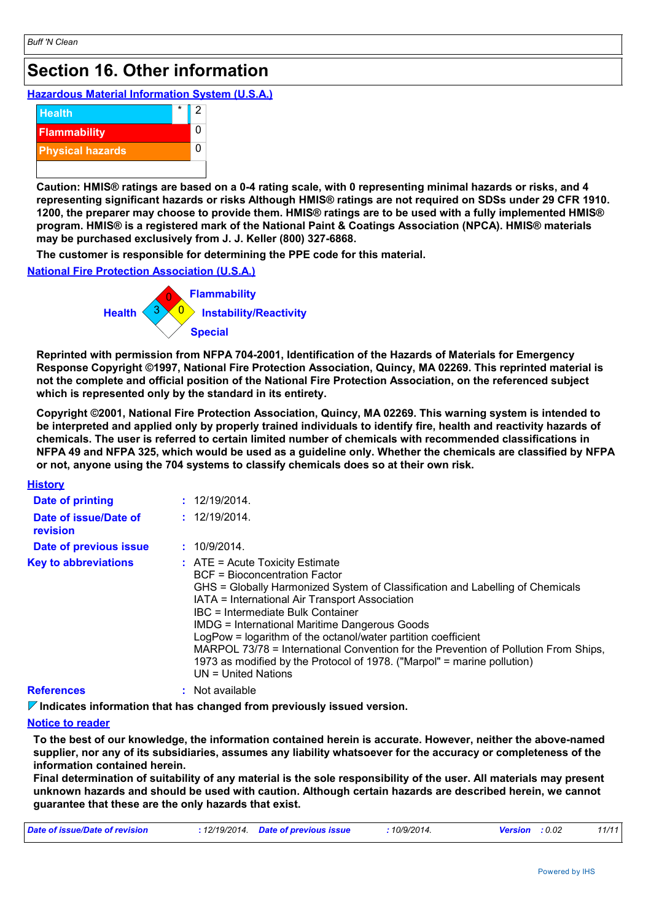# Section 16. Other information

**Hazardous Material Information System (U.S.A.)**

| | | |
|---|---|---|
| Health | * | 2 |
| Flammability | | 0 |
| Physical hazards | | 0 |

**Caution: HMIS® ratings are based on a 0-4 rating scale, with 0 representing minimal hazards or risks, and 4 representing significant hazards or risks Although HMIS® ratings are not required on SDSs under 29 CFR 1910. 1200, the preparer may choose to provide them. HMIS® ratings are to be used with a fully implemented HMIS® program. HMIS® is a registered mark of the National Paint & Coatings Association (NPCA). HMIS® materials may be purchased exclusively from J. J. Keller (800) 327-6868.**

**The customer is responsible for determining the PPE code for this material.**

**National Fire Protection Association (U.S.A.)**

Flammability: 0

Health: 3

Instability/Reactivity: 0

Special

**Reprinted with permission from NFPA 704-2001, Identification of the Hazards of Materials for Emergency Response Copyright ©1997, National Fire Protection Association, Quincy, MA 02269. This reprinted material is not the complete and official position of the National Fire Protection Association, on the referenced subject which is represented only by the standard in its entirety.**

**Copyright ©2001, National Fire Protection Association, Quincy, MA 02269. This warning system is intended to be interpreted and applied only by properly trained individuals to identify fire, health and reactivity hazards of chemicals. The user is referred to certain limited number of chemicals with recommended classifications in NFPA 49 and NFPA 325, which would be used as a guideline only. Whether the chemicals are classified by NFPA or not, anyone using the 704 systems to classify chemicals does so at their own risk.**

**History**

**Date of printing** : 12/19/2014.

**Date of issue/Date of revision** : 12/19/2014.

**Date of previous issue** : 10/9/2014.

**Key to abbreviations** :
ATE = Acute Toxicity Estimate
BCF = Bioconcentration Factor
GHS = Globally Harmonized System of Classification and Labelling of Chemicals
IATA = International Air Transport Association
IBC = Intermediate Bulk Container
IMDG = International Maritime Dangerous Goods
LogPow = logarithm of the octanol/water partition coefficient
MARPOL 73/78 = International Convention for the Prevention of Pollution From Ships, 1973 as modified by the Protocol of 1978. ("Marpol" = marine pollution)
UN = United Nations

**References** : Not available

**Indicates information that has changed from previously issued version.**

**Notice to reader**

**To the best of our knowledge, the information contained herein is accurate. However, neither the above-named supplier, nor any of its subsidiaries, assumes any liability whatsoever for the accuracy or completeness of the information contained herein.**
**Final determination of suitability of any material is the sole responsibility of the user. All materials may present unknown hazards and should be used with caution. Although certain hazards are described herein, we cannot guarantee that these are the only hazards that exist.**